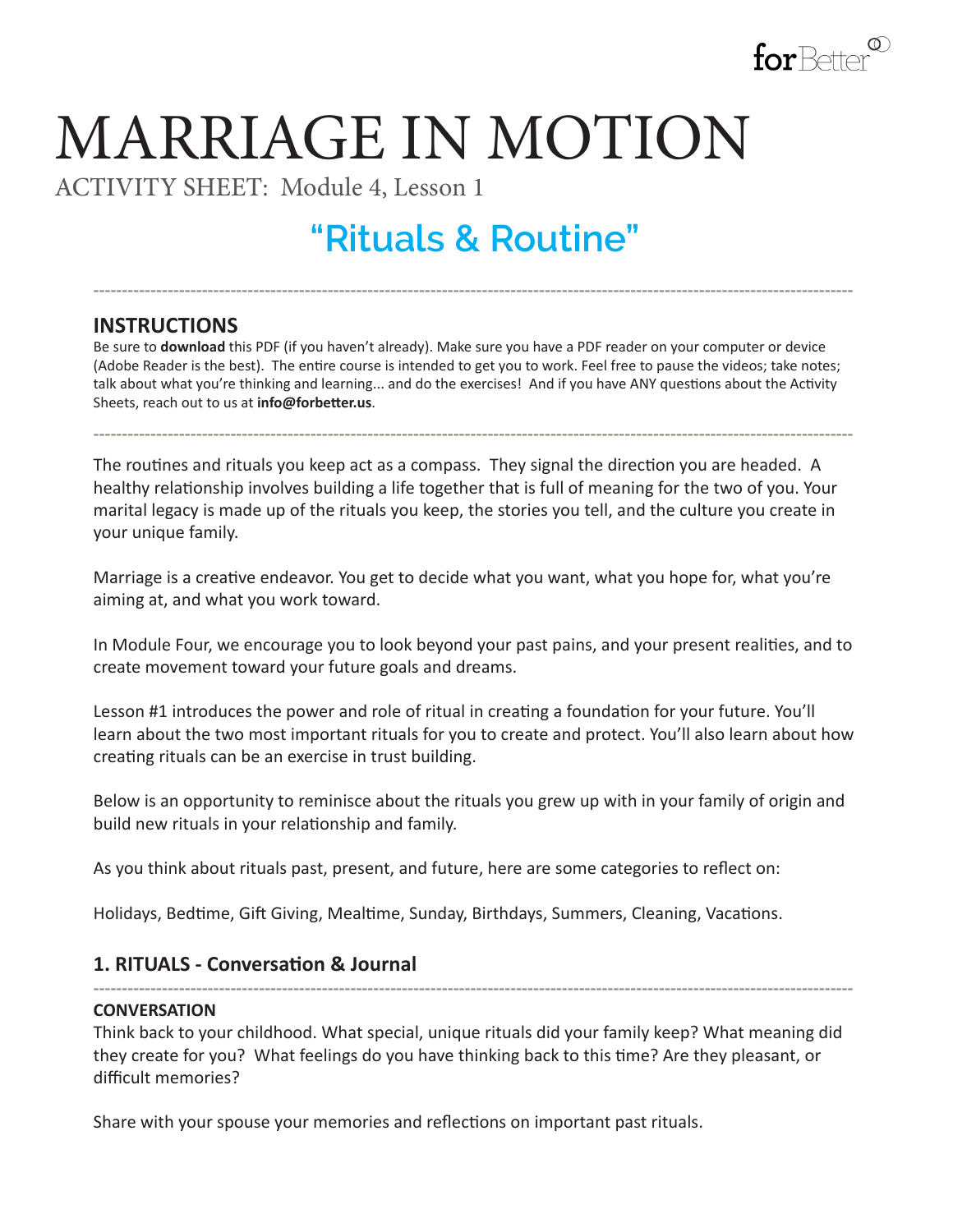# MARRIAGE IN MOTION

ACTIVITY SHEET: Module 4, Lesson 1

## "Rituals & Routine"

---

### INSTRUCTIONS

Be sure to **download** this PDF (if you haven't already). Make sure you have a PDF reader on your computer or device (Adobe Reader is the best). The entire course is intended to get you to work. Feel free to pause the videos; take notes; talk about what you're thinking and learning... and do the exercises! And if you have ANY questions about the Activity Sheets, reach out to us at **info@forbetter.us**.

---

The routines and rituals you keep act as a compass. They signal the direction you are headed. A healthy relationship involves building a life together that is full of meaning for the two of you. Your marital legacy is made up of the rituals you keep, the stories you tell, and the culture you create in your unique family.

Marriage is a creative endeavor. You get to decide what you want, what you hope for, what you're aiming at, and what you work toward.

In Module Four, we encourage you to look beyond your past pains, and your present realities, and to create movement toward your future goals and dreams.

Lesson #1 introduces the power and role of ritual in creating a foundation for your future. You'll learn about the two most important rituals for you to create and protect. You'll also learn about how creating rituals can be an exercise in trust building.

Below is an opportunity to reminisce about the rituals you grew up with in your family of origin and build new rituals in your relationship and family.

As you think about rituals past, present, and future, here are some categories to reflect on:

Holidays, Bedtime, Gift Giving, Mealtime, Sunday, Birthdays, Summers, Cleaning, Vacations.

### 1. RITUALS - Conversation & Journal

---

**CONVERSATION**

Think back to your childhood. What special, unique rituals did your family keep? What meaning did they create for you? What feelings do you have thinking back to this time? Are they pleasant, or difficult memories?

Share with your spouse your memories and reflections on important past rituals.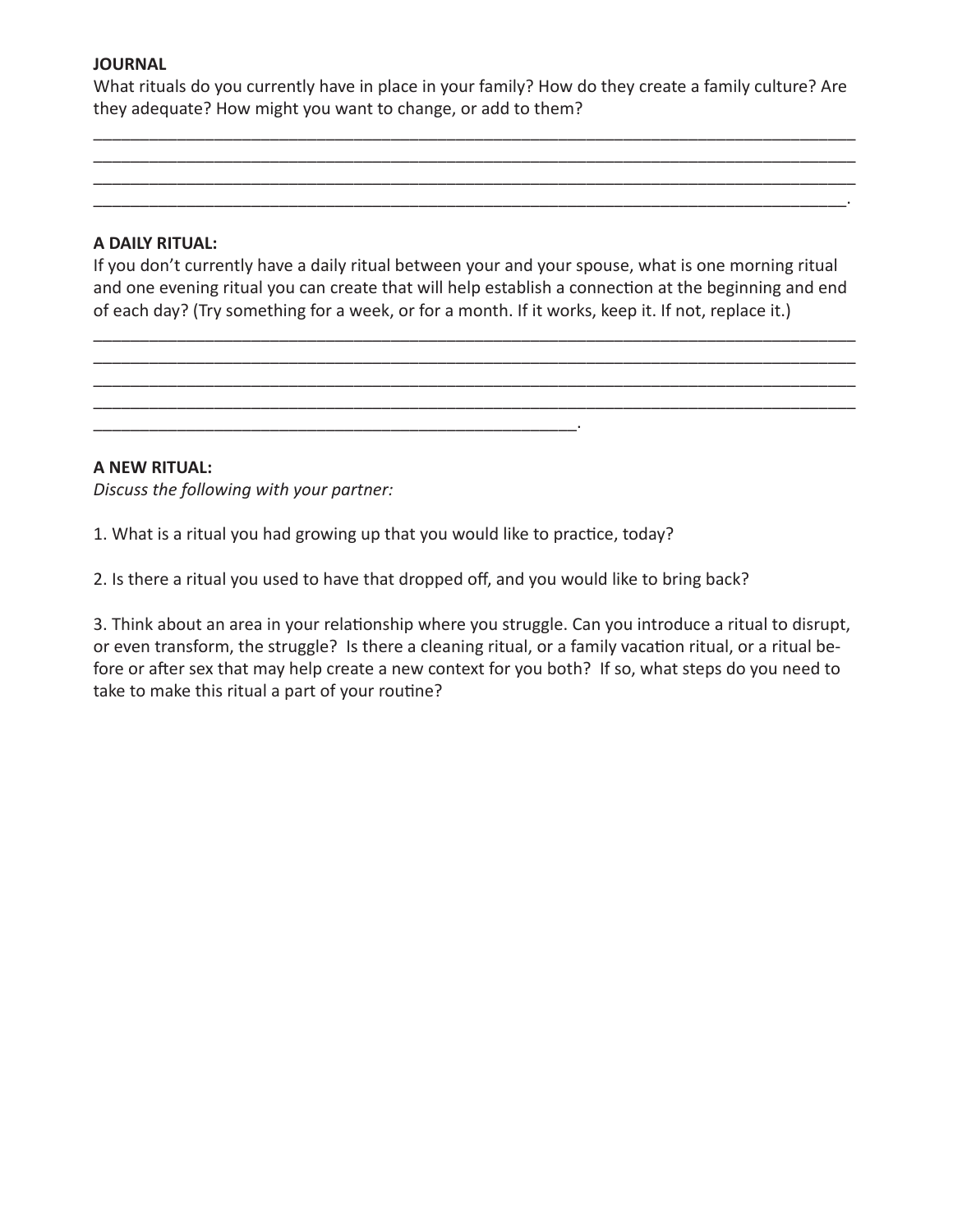**JOURNAL**

What rituals do you currently have in place in your family? How do they create a family culture? Are they adequate? How might you want to change, or add to them?

______________________________________________________________________________________
______________________________________________________________________________________
______________________________________________________________________________________
_____________________________________________________________________________________.

**A DAILY RITUAL:**

If you don't currently have a daily ritual between your and your spouse, what is one morning ritual and one evening ritual you can create that will help establish a connection at the beginning and end of each day? (Try something for a week, or for a month. If it works, keep it. If not, replace it.)

______________________________________________________________________________________
______________________________________________________________________________________
______________________________________________________________________________________
______________________________________________________________________________________
_____________________________________________________.

**A NEW RITUAL:**

*Discuss the following with your partner:*

1. What is a ritual you had growing up that you would like to practice, today?

2. Is there a ritual you used to have that dropped off, and you would like to bring back?

3. Think about an area in your relationship where you struggle. Can you introduce a ritual to disrupt, or even transform, the struggle? Is there a cleaning ritual, or a family vacation ritual, or a ritual before or after sex that may help create a new context for you both? If so, what steps do you need to take to make this ritual a part of your routine?